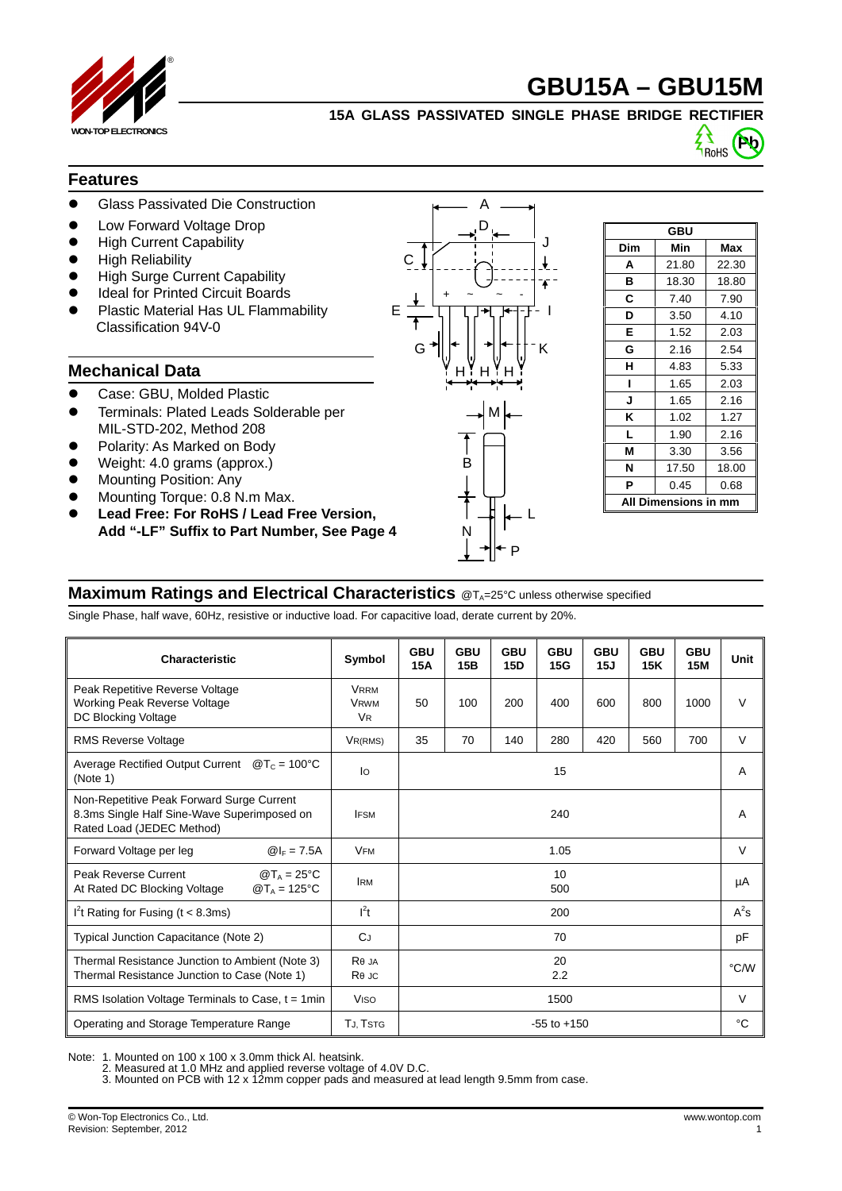# GBU15A – GBU15M

## 15A GLASS PASSIVATED SINGLE PHASE BRIDGE RECTIFIER

## Features

- Glass Passivated Die Construction
- Low Forward Voltage Drop
- High Current Capability
- High Reliability
- High Surge Current Capability
- Ideal for Printed Circuit Boards
- Plastic Material Has UL Flammability Classification 94V-0

## Mechanical Data

- Case: GBU, Molded Plastic
- Terminals: Plated Leads Solderable per MIL-STD-202, Method 208
- Polarity: As Marked on Body
- Weight: 4.0 grams (approx.)
- Mounting Position: Any
- Mounting Torque: 0.8 N.m Max.
- **Lead Free: For RoHS / Lead Free Version, Add "-LF" Suffix to Part Number, See Page 4**

| GBU | | |
|---|---|---|
| **Dim** | **Min** | **Max** |
| **A** | 21.80 | 22.30 |
| **B** | 18.30 | 18.80 |
| **C** | 7.40 | 7.90 |
| **D** | 3.50 | 4.10 |
| **E** | 1.52 | 2.03 |
| **G** | 2.16 | 2.54 |
| **H** | 4.83 | 5.33 |
| **I** | 1.65 | 2.03 |
| **J** | 1.65 | 2.16 |
| **K** | 1.02 | 1.27 |
| **L** | 1.90 | 2.16 |
| **M** | 3.30 | 3.56 |
| **N** | 17.50 | 18.00 |
| **P** | 0.45 | 0.68 |
| **All Dimensions in mm** | | |

## Maximum Ratings and Electrical Characteristics @$T_A$=25°C unless otherwise specified

Single Phase, half wave, 60Hz, resistive or inductive load. For capacitive load, derate current by 20%.

| Characteristic | Symbol | GBU 15A | GBU 15B | GBU 15D | GBU 15G | GBU 15J | GBU 15K | GBU 15M | Unit |
|---|---|---|---|---|---|---|---|---|---|
| Peak Repetitive Reverse Voltage<br>Working Peak Reverse Voltage<br>DC Blocking Voltage | $V_{RRM}$<br>$V_{RWM}$<br>$V_R$ | 50 | 100 | 200 | 400 | 600 | 800 | 1000 | V |
| RMS Reverse Voltage | $V_{R(RMS)}$ | 35 | 70 | 140 | 280 | 420 | 560 | 700 | V |
| Average Rectified Output Current @$T_C$ = 100°C (Note 1) | $I_O$ | 15 | | | | | | | A |
| Non-Repetitive Peak Forward Surge Current 8.3ms Single Half Sine-Wave Superimposed on Rated Load (JEDEC Method) | $I_{FSM}$ | 240 | | | | | | | A |
| Forward Voltage per leg @$I_F$ = 7.5A | $V_{FM}$ | 1.05 | | | | | | | V |
| Peak Reverse Current @$T_A$ = 25°C<br>At Rated DC Blocking Voltage @$T_A$ = 125°C | $I_{RM}$ | 10<br>500 | | | | | | | µA |
| $I^2t$ Rating for Fusing (t < 8.3ms) | $I^2t$ | 200 | | | | | | | $A^2s$ |
| Typical Junction Capacitance (Note 2) | $C_J$ | 70 | | | | | | | pF |
| Thermal Resistance Junction to Ambient (Note 3)<br>Thermal Resistance Junction to Case (Note 1) | $R_{\theta JA}$<br>$R_{\theta JC}$ | 20<br>2.2 | | | | | | | °C/W |
| RMS Isolation Voltage Terminals to Case, t = 1min | $V_{ISO}$ | 1500 | | | | | | | V |
| Operating and Storage Temperature Range | $T_J$, $T_{STG}$ | -55 to +150 | | | | | | | °C |

Note: 1. Mounted on 100 x 100 x 3.0mm thick Al. heatsink.
2. Measured at 1.0 MHz and applied reverse voltage of 4.0V D.C.
3. Mounted on PCB with 12 x 12mm copper pads and measured at lead length 9.5mm from case.

© Won-Top Electronics Co., Ltd.
Revision: September, 2012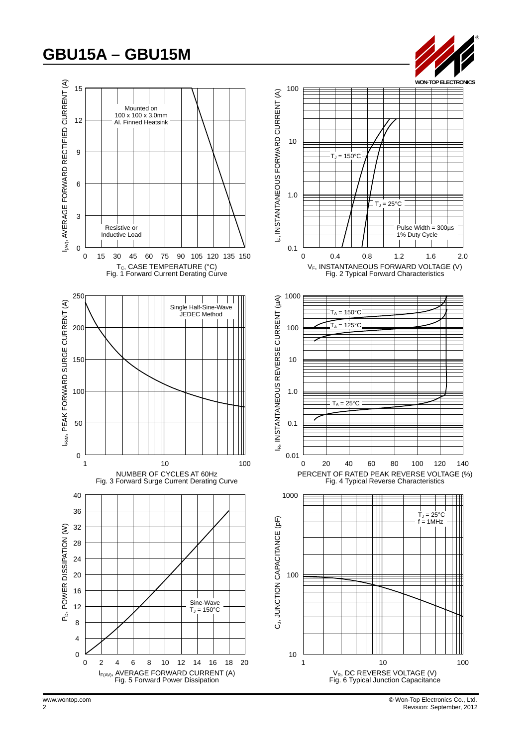# GBU15A – GBU15M

Mounted on 100 x 100 x 3.0mm Al. Finned Heatsink

Resistive or Inductive Load

$I_{(AV)}$, AVERAGE FORWARD RECTIFIED CURRENT (A)

$T_C$, CASE TEMPERATURE (°C)

Fig. 1 Forward Current Derating Curve

$T_J$ = 150°C

$T_J$ = 25°C

Pulse Width = 300µs
1% Duty Cycle

$I_F$, INSTANTANEOUS FORWARD CURRENT (A)

$V_F$, INSTANTANEOUS FORWARD VOLTAGE (V)

Fig. 2 Typical Forward Characteristics

Single Half-Sine-Wave
JEDEC Method

$I_{FSM}$, PEAK FORWARD SURGE CURRENT (A)

NUMBER OF CYCLES AT 60Hz

Fig. 3 Forward Surge Current Derating Curve

$T_A$ = 150°C

$T_A$ = 125°C

$T_A$ = 25°C

$I_R$, INSTANTANEOUS REVERSE CURRENT (µA)

PERCENT OF RATED PEAK REVERSE VOLTAGE (%)

Fig. 4 Typical Reverse Characteristics

Sine-Wave
$T_J$ = 150°C

$P_D$, POWER DISSIPATION (W)

$I_{F(AV)}$, AVERAGE FORWARD CURRENT (A)

Fig. 5 Forward Power Dissipation

$T_J$ = 25°C
f = 1MHz

$C_J$, JUNCTION CAPACITANCE (pF)

$V_R$, DC REVERSE VOLTAGE (V)

Fig. 6 Typical Junction Capacitance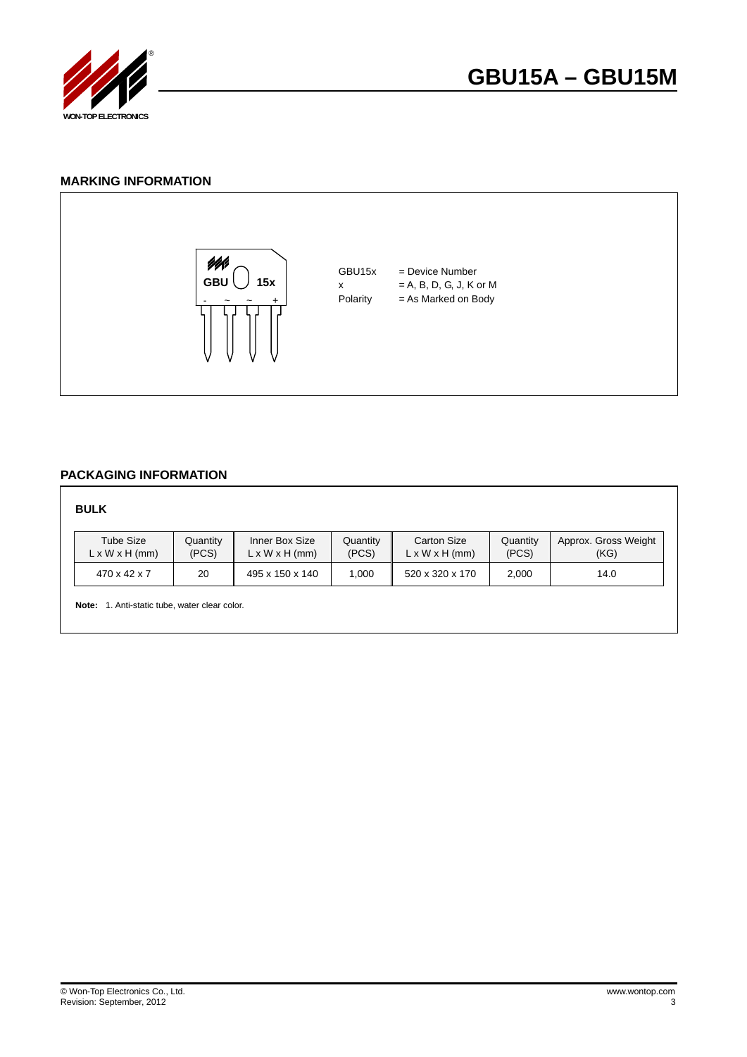## MARKING INFORMATION

GBU 15x

\- ~ ~ +

| | |
|---|---|
| GBU15x | = Device Number |
| x | = A, B, D, G, J, K or M |
| Polarity | = As Marked on Body |

## PACKAGING INFORMATION

### BULK

| Tube Size L x W x H (mm) | Quantity (PCS) | Inner Box Size L x W x H (mm) | Quantity (PCS) | Carton Size L x W x H (mm) | Quantity (PCS) | Approx. Gross Weight (KG) |
|---|---|---|---|---|---|---|
| 470 x 42 x 7 | 20 | 495 x 150 x 140 | 1,000 | 520 x 320 x 170 | 2,000 | 14.0 |

**Note:** 1. Anti-static tube, water clear color.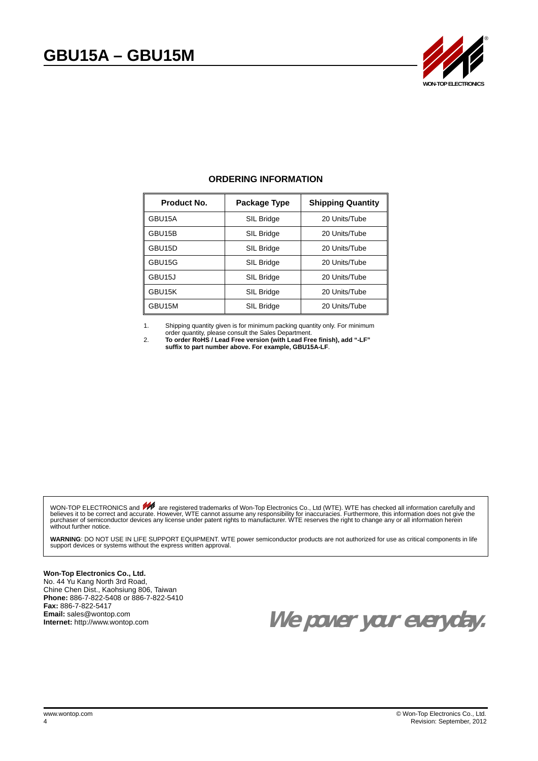# GBU15A – GBU15M

## ORDERING INFORMATION

| Product No. | Package Type | Shipping Quantity |
|---|---|---|
| GBU15A | SIL Bridge | 20 Units/Tube |
| GBU15B | SIL Bridge | 20 Units/Tube |
| GBU15D | SIL Bridge | 20 Units/Tube |
| GBU15G | SIL Bridge | 20 Units/Tube |
| GBU15J | SIL Bridge | 20 Units/Tube |
| GBU15K | SIL Bridge | 20 Units/Tube |
| GBU15M | SIL Bridge | 20 Units/Tube |

1. Shipping quantity given is for minimum packing quantity only. For minimum order quantity, please consult the Sales Department.
2. **To order RoHS / Lead Free version (with Lead Free finish), add "-LF" suffix to part number above. For example, GBU15A-LF**.

WON-TOP ELECTRONICS and are registered trademarks of Won-Top Electronics Co., Ltd (WTE). WTE has checked all information carefully and believes it to be correct and accurate. However, WTE cannot assume any responsibility for inaccuracies. Furthermore, this information does not give the purchaser of semiconductor devices any license under patent rights to manufacturer. WTE reserves the right to change any or all information herein without further notice.

**WARNING**: DO NOT USE IN LIFE SUPPORT EQUIPMENT. WTE power semiconductor products are not authorized for use as critical components in life support devices or systems without the express written approval.

**Won-Top Electronics Co., Ltd.**
No. 44 Yu Kang North 3rd Road,
Chine Chen Dist., Kaohsiung 806, Taiwan
**Phone:** 886-7-822-5408 or 886-7-822-5410
**Fax:** 886-7-822-5417
**Email:** sales@wontop.com
**Internet:** http://www.wontop.com

*We power your everyday.*

www.wontop.com

© Won-Top Electronics Co., Ltd.
Revision: September, 2012